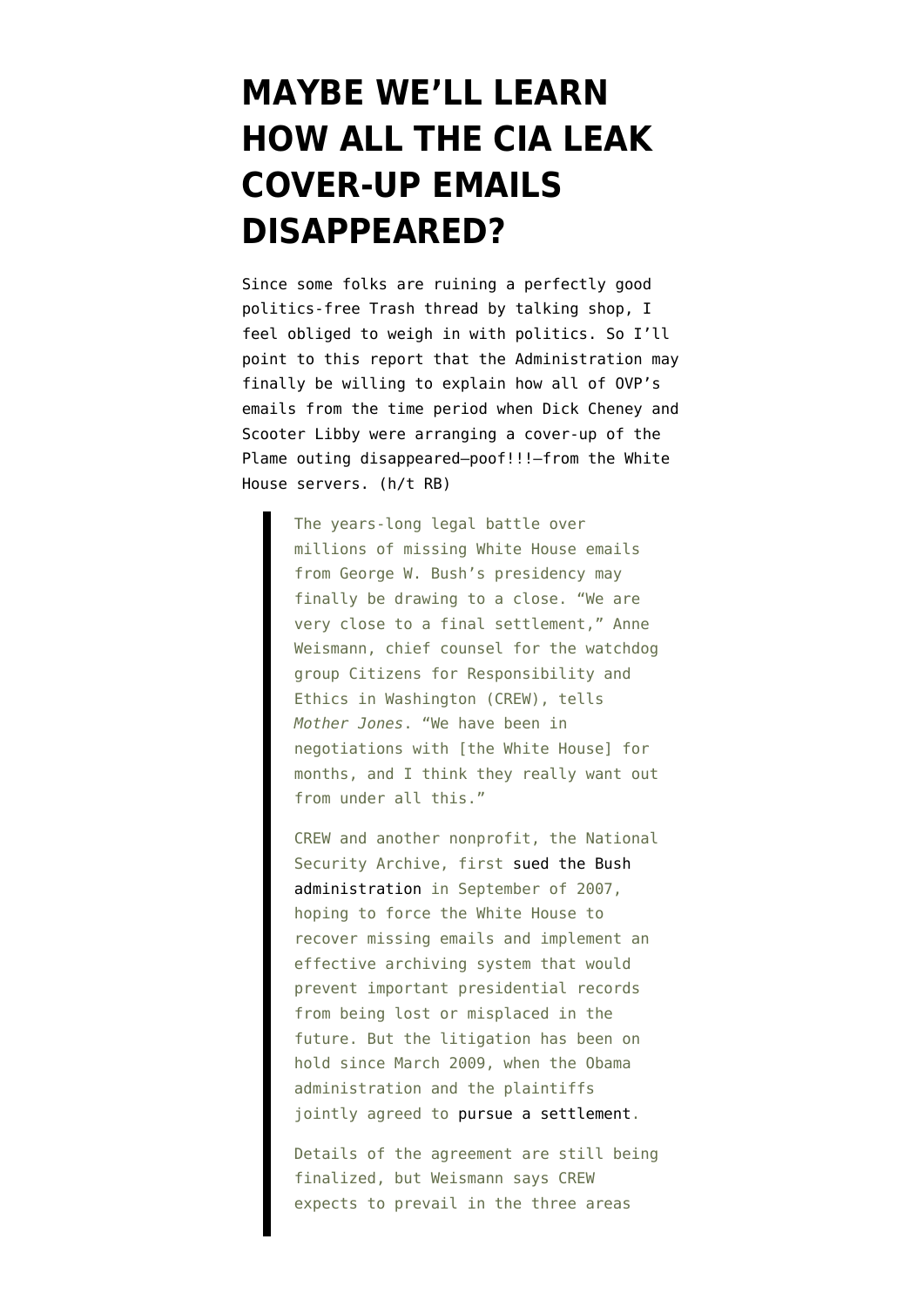# MAYBE WE'LL LEARN HOW ALL THE CIA LEAK COVER-UP EMAILS DISAPPEARED?

Since some folks are ruining a perfectly good politics-free Trash thread by talking shop, I feel obliged to weigh in with politics. So I'll point to this report that the Administration may finally be willing to explain how all of OVP's emails from the time period when Dick Cheney and Scooter Libby were arranging a cover-up of the Plame outing disappeared—poof!!!—from the White House servers. (h/t RB)

> The years-long legal battle over millions of missing White House emails from George W. Bush's presidency may finally be drawing to a close. "We are very close to a final settlement," Anne Weismann, chief counsel for the watchdog group Citizens for Responsibility and Ethics in Washington (CREW), tells *Mother Jones*. "We have been in negotiations with [the White House] for months, and I think they really want out from under all this."
>
> CREW and another nonprofit, the National Security Archive, first sued the Bush administration in September of 2007, hoping to force the White House to recover missing emails and implement an effective archiving system that would prevent important presidential records from being lost or misplaced in the future. But the litigation has been on hold since March 2009, when the Obama administration and the plaintiffs jointly agreed to pursue a settlement.
>
> Details of the agreement are still being finalized, but Weismann says CREW expects to prevail in the three areas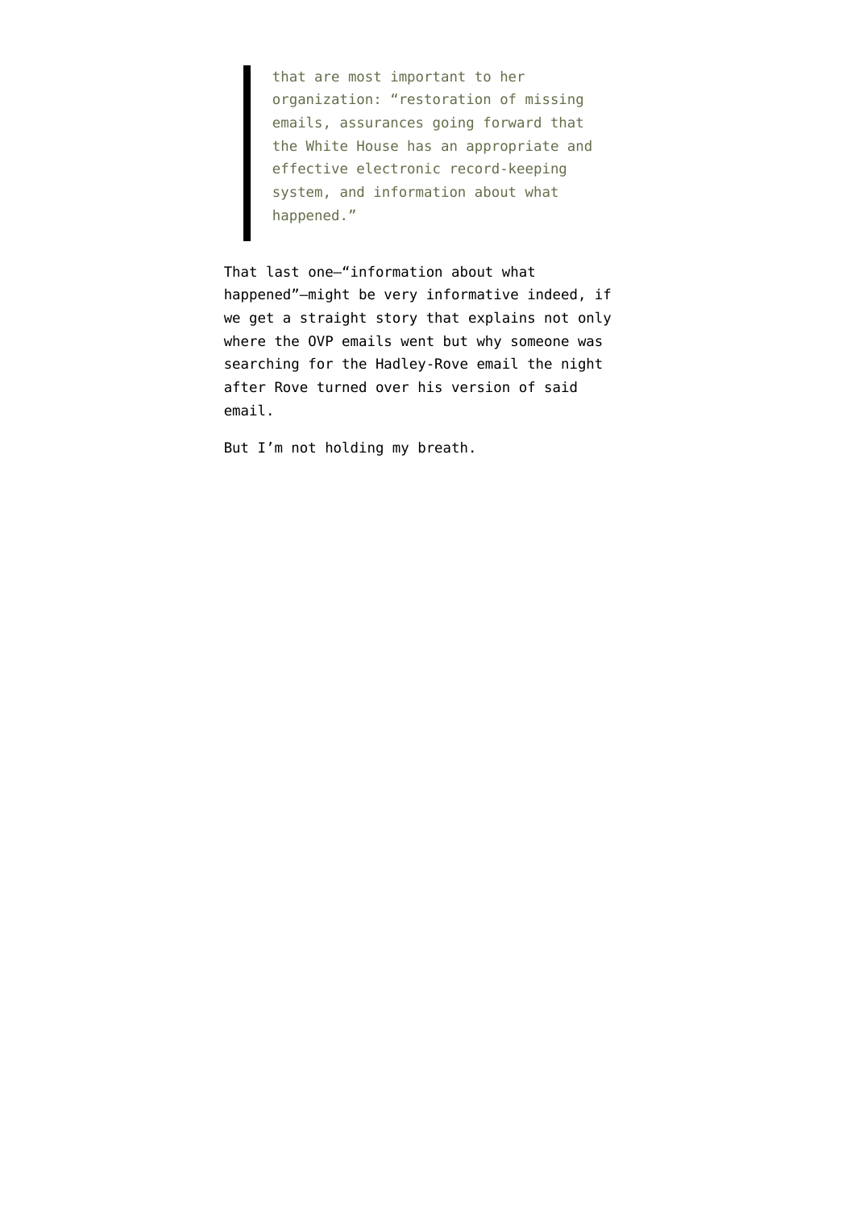> that are most important to her organization: "restoration of missing emails, assurances going forward that the White House has an appropriate and effective electronic record-keeping system, and information about what happened."

That last one—"information about what happened"—might be very informative indeed, if we get a straight story that explains not only where the OVP emails went but why someone was searching for the Hadley-Rove email the night after Rove turned over his version of said email.

But I'm not holding my breath.